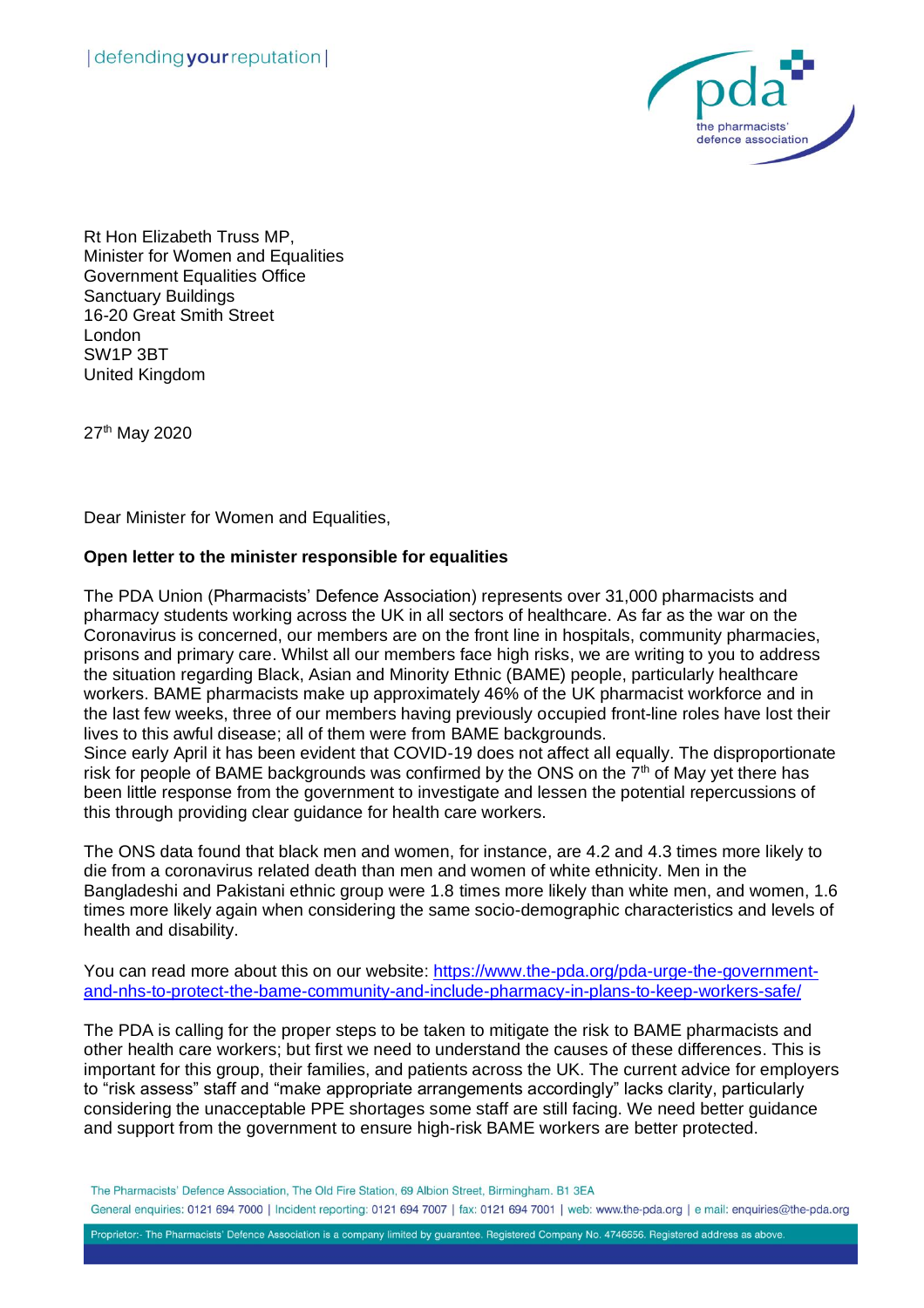Rt Hon Elizabeth Truss MP,
Minister for Women and Equalities
Government Equalities Office
Sanctuary Buildings
16-20 Great Smith Street
London
SW1P 3BT
United Kingdom

27th May 2020

Dear Minister for Women and Equalities,

**Open letter to the minister responsible for equalities**

The PDA Union (Pharmacists' Defence Association) represents over 31,000 pharmacists and pharmacy students working across the UK in all sectors of healthcare. As far as the war on the Coronavirus is concerned, our members are on the front line in hospitals, community pharmacies, prisons and primary care. Whilst all our members face high risks, we are writing to you to address the situation regarding Black, Asian and Minority Ethnic (BAME) people, particularly healthcare workers. BAME pharmacists make up approximately 46% of the UK pharmacist workforce and in the last few weeks, three of our members having previously occupied front-line roles have lost their lives to this awful disease; all of them were from BAME backgrounds.
Since early April it has been evident that COVID-19 does not affect all equally. The disproportionate risk for people of BAME backgrounds was confirmed by the ONS on the 7th of May yet there has been little response from the government to investigate and lessen the potential repercussions of this through providing clear guidance for health care workers.

The ONS data found that black men and women, for instance, are 4.2 and 4.3 times more likely to die from a coronavirus related death than men and women of white ethnicity. Men in the Bangladeshi and Pakistani ethnic group were 1.8 times more likely than white men, and women, 1.6 times more likely again when considering the same socio-demographic characteristics and levels of health and disability.

You can read more about this on our website: [https://www.the-pda.org/pda-urge-the-government-and-nhs-to-protect-the-bame-community-and-include-pharmacy-in-plans-to-keep-workers-safe/](https://www.the-pda.org/pda-urge-the-government-and-nhs-to-protect-the-bame-community-and-include-pharmacy-in-plans-to-keep-workers-safe/)

The PDA is calling for the proper steps to be taken to mitigate the risk to BAME pharmacists and other health care workers; but first we need to understand the causes of these differences. This is important for this group, their families, and patients across the UK. The current advice for employers to "risk assess" staff and "make appropriate arrangements accordingly" lacks clarity, particularly considering the unacceptable PPE shortages some staff are still facing. We need better guidance and support from the government to ensure high-risk BAME workers are better protected.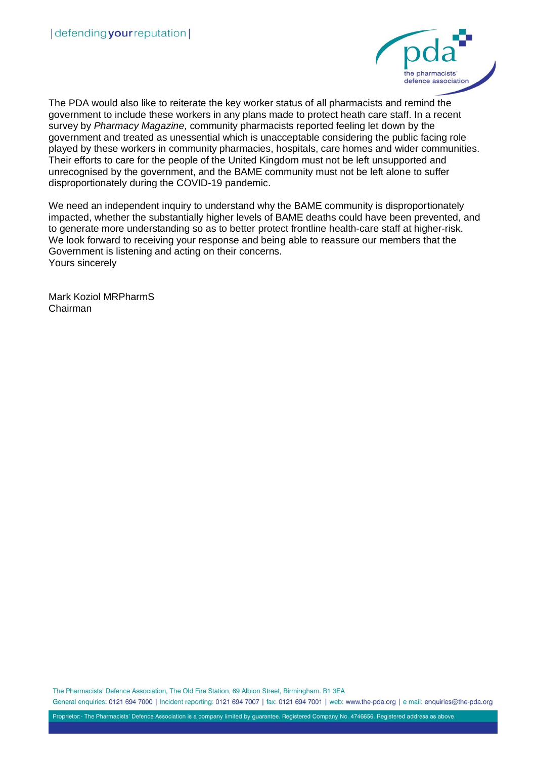The PDA would also like to reiterate the key worker status of all pharmacists and remind the government to include these workers in any plans made to protect heath care staff. In a recent survey by *Pharmacy Magazine,* community pharmacists reported feeling let down by the government and treated as unessential which is unacceptable considering the public facing role played by these workers in community pharmacies, hospitals, care homes and wider communities. Their efforts to care for the people of the United Kingdom must not be left unsupported and unrecognised by the government, and the BAME community must not be left alone to suffer disproportionately during the COVID-19 pandemic.

We need an independent inquiry to understand why the BAME community is disproportionately impacted, whether the substantially higher levels of BAME deaths could have been prevented, and to generate more understanding so as to better protect frontline health-care staff at higher-risk. We look forward to receiving your response and being able to reassure our members that the Government is listening and acting on their concerns.

Yours sincerely

Mark Koziol MRPharmS
Chairman